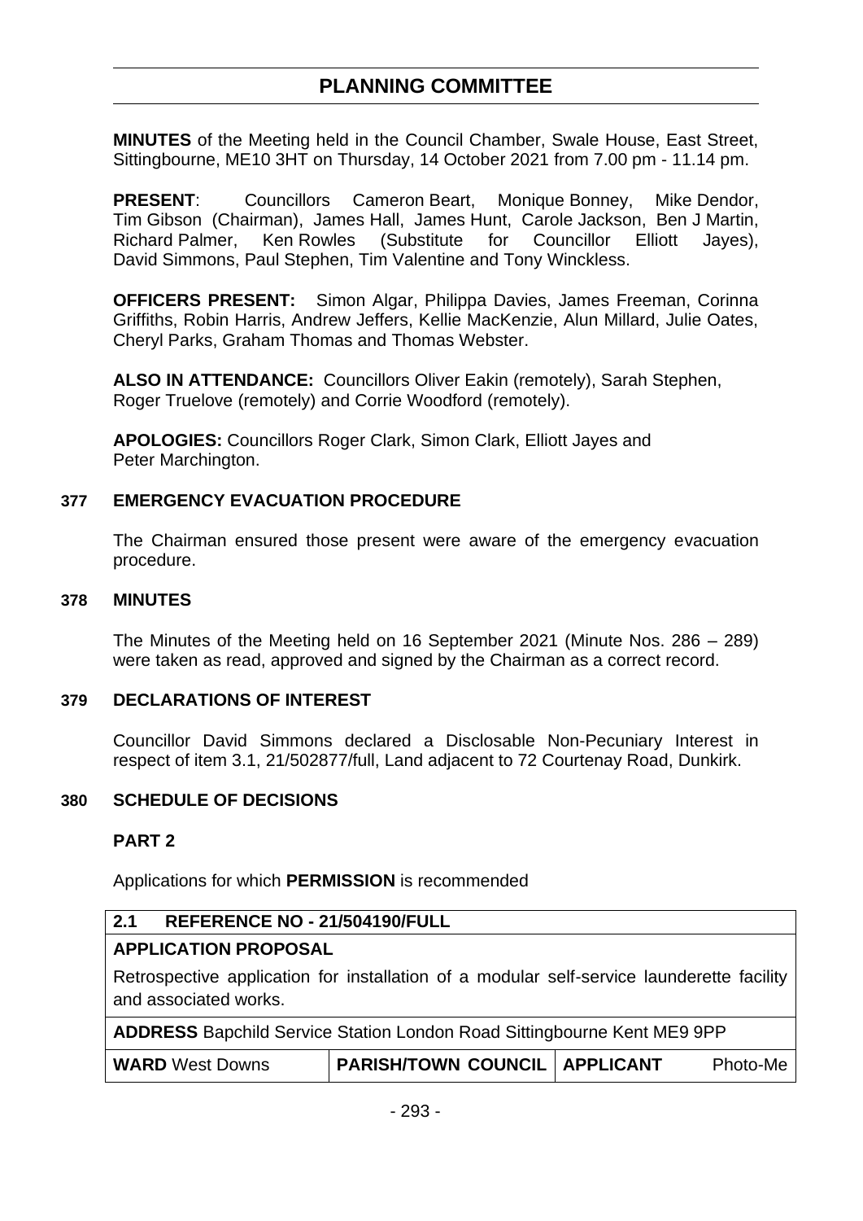# PLANNING COMMITTEE

**MINUTES** of the Meeting held in the Council Chamber, Swale House, East Street, Sittingbourne, ME10 3HT on Thursday, 14 October 2021 from 7.00 pm - 11.14 pm.

**PRESENT**: Councillors Cameron Beart, Monique Bonney, Mike Dendor, Tim Gibson (Chairman), James Hall, James Hunt, Carole Jackson, Ben J Martin, Richard Palmer, Ken Rowles (Substitute for Councillor Elliott Jayes), David Simmons, Paul Stephen, Tim Valentine and Tony Winckless.

**OFFICERS PRESENT:** Simon Algar, Philippa Davies, James Freeman, Corinna Griffiths, Robin Harris, Andrew Jeffers, Kellie MacKenzie, Alun Millard, Julie Oates, Cheryl Parks, Graham Thomas and Thomas Webster.

**ALSO IN ATTENDANCE:** Councillors Oliver Eakin (remotely), Sarah Stephen, Roger Truelove (remotely) and Corrie Woodford (remotely).

**APOLOGIES:** Councillors Roger Clark, Simon Clark, Elliott Jayes and Peter Marchington.

## 377 EMERGENCY EVACUATION PROCEDURE

The Chairman ensured those present were aware of the emergency evacuation procedure.

## 378 MINUTES

The Minutes of the Meeting held on 16 September 2021 (Minute Nos. 286 – 289) were taken as read, approved and signed by the Chairman as a correct record.

## 379 DECLARATIONS OF INTEREST

Councillor David Simmons declared a Disclosable Non-Pecuniary Interest in respect of item 3.1, 21/502877/full, Land adjacent to 72 Courtenay Road, Dunkirk.

## 380 SCHEDULE OF DECISIONS

### PART 2

Applications for which **PERMISSION** is recommended

| **2.1 REFERENCE NO - 21/504190/FULL** | | | |
|---|---|---|---|
| **APPLICATION PROPOSAL** | | | |
| Retrospective application for installation of a modular self-service launderette facility and associated works. | | | |
| **ADDRESS** Bapchild Service Station London Road Sittingbourne Kent ME9 9PP | | | |
| **WARD** West Downs | **PARISH/TOWN COUNCIL** | **APPLICANT** | Photo-Me |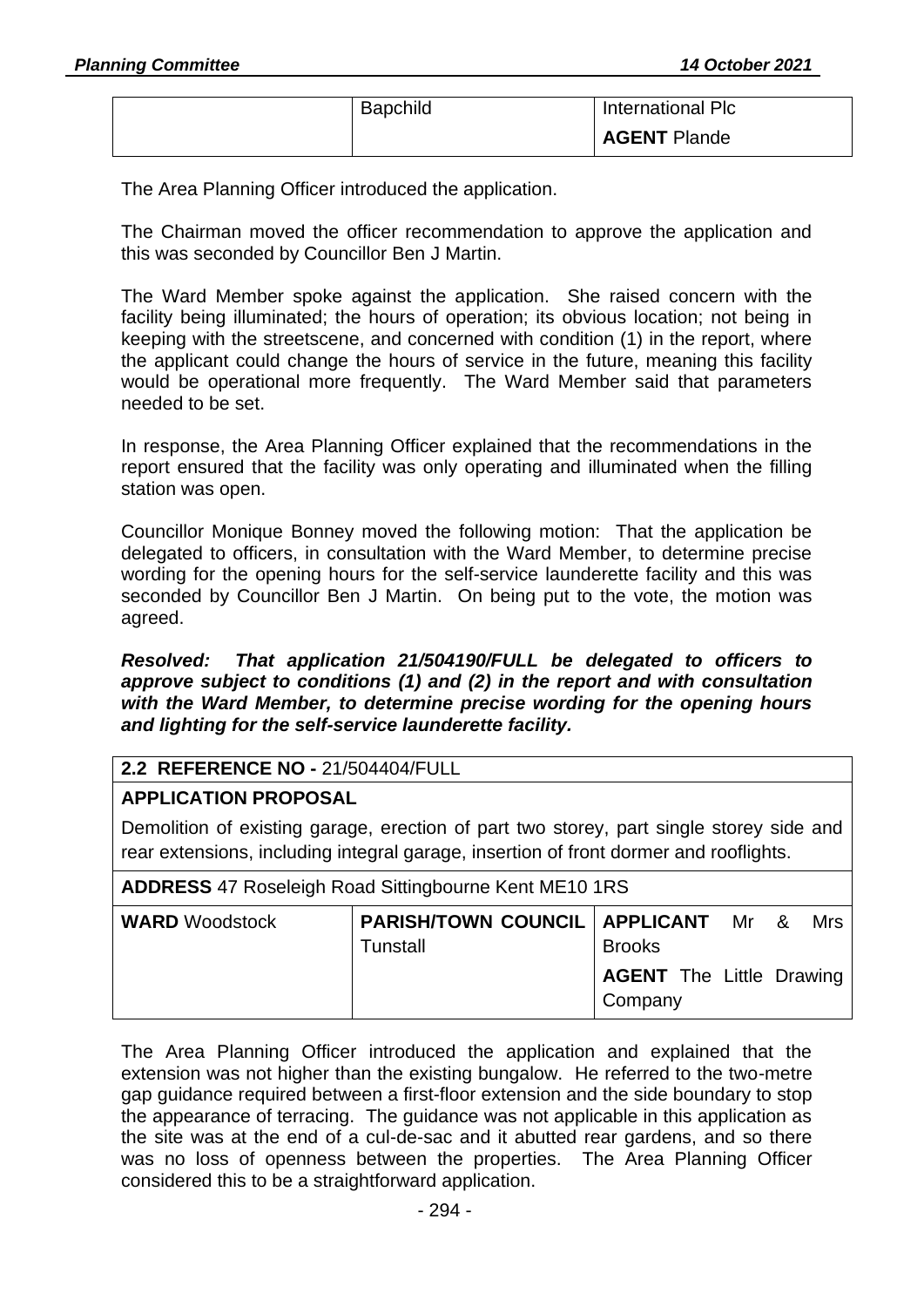| | Bapchild | International Plc |
|---|---|---|
| | | **AGENT** Plande |

The Area Planning Officer introduced the application.

The Chairman moved the officer recommendation to approve the application and this was seconded by Councillor Ben J Martin.

The Ward Member spoke against the application. She raised concern with the facility being illuminated; the hours of operation; its obvious location; not being in keeping with the streetscene, and concerned with condition (1) in the report, where the applicant could change the hours of service in the future, meaning this facility would be operational more frequently. The Ward Member said that parameters needed to be set.

In response, the Area Planning Officer explained that the recommendations in the report ensured that the facility was only operating and illuminated when the filling station was open.

Councillor Monique Bonney moved the following motion: That the application be delegated to officers, in consultation with the Ward Member, to determine precise wording for the opening hours for the self-service launderette facility and this was seconded by Councillor Ben J Martin. On being put to the vote, the motion was agreed.

***Resolved: That application 21/504190/FULL be delegated to officers to approve subject to conditions (1) and (2) in the report and with consultation with the Ward Member, to determine precise wording for the opening hours and lighting for the self-service launderette facility.***

| **2.2 REFERENCE NO -** 21/504404/FULL | | |
|---|---|---|
| **APPLICATION PROPOSAL** | | |
| Demolition of existing garage, erection of part two storey, part single storey side and rear extensions, including integral garage, insertion of front dormer and rooflights. | | |
| **ADDRESS** 47 Roseleigh Road Sittingbourne Kent ME10 1RS | | |
| **WARD** Woodstock | **PARISH/TOWN COUNCIL** Tunstall | **APPLICANT** Mr & Mrs Brooks<br>**AGENT** The Little Drawing Company |

The Area Planning Officer introduced the application and explained that the extension was not higher than the existing bungalow. He referred to the two-metre gap guidance required between a first-floor extension and the side boundary to stop the appearance of terracing. The guidance was not applicable in this application as the site was at the end of a cul-de-sac and it abutted rear gardens, and so there was no loss of openness between the properties. The Area Planning Officer considered this to be a straightforward application.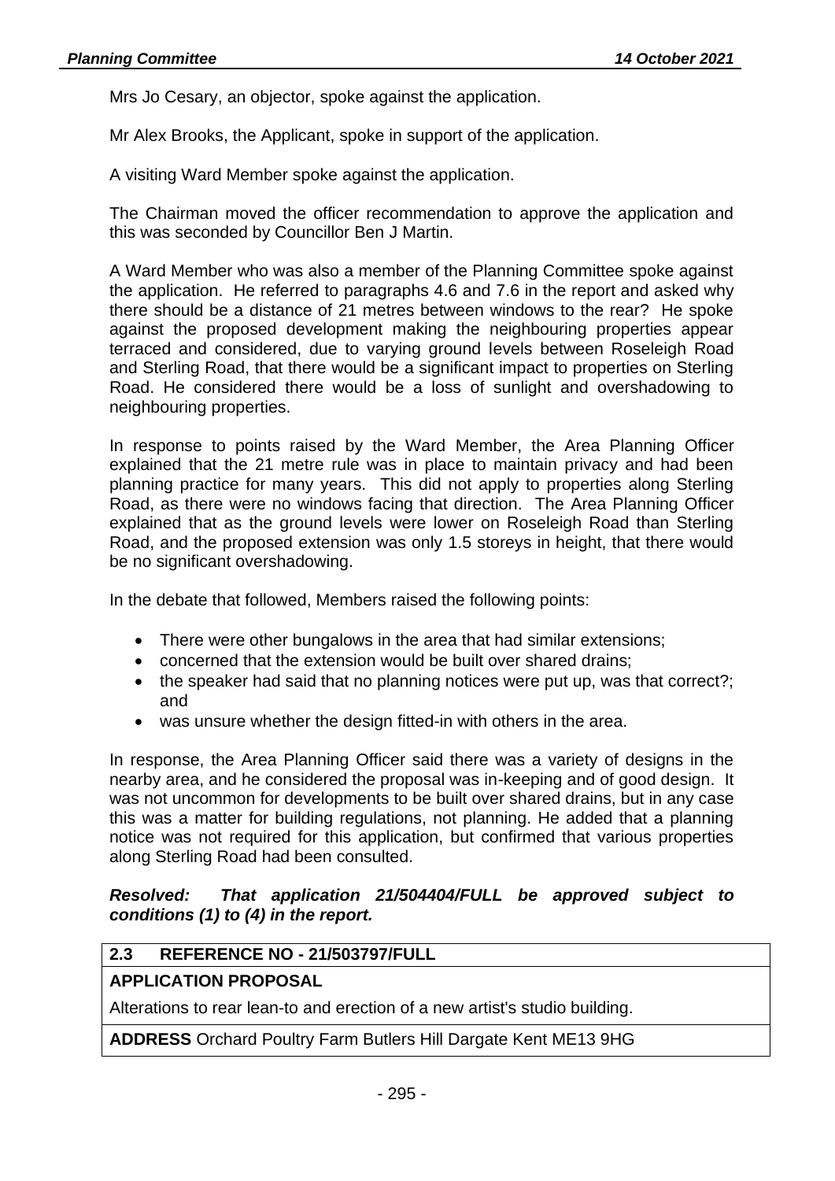Mrs Jo Cesary, an objector, spoke against the application.

Mr Alex Brooks, the Applicant, spoke in support of the application.

A visiting Ward Member spoke against the application.

The Chairman moved the officer recommendation to approve the application and this was seconded by Councillor Ben J Martin.

A Ward Member who was also a member of the Planning Committee spoke against the application. He referred to paragraphs 4.6 and 7.6 in the report and asked why there should be a distance of 21 metres between windows to the rear? He spoke against the proposed development making the neighbouring properties appear terraced and considered, due to varying ground levels between Roseleigh Road and Sterling Road, that there would be a significant impact to properties on Sterling Road. He considered there would be a loss of sunlight and overshadowing to neighbouring properties.

In response to points raised by the Ward Member, the Area Planning Officer explained that the 21 metre rule was in place to maintain privacy and had been planning practice for many years. This did not apply to properties along Sterling Road, as there were no windows facing that direction. The Area Planning Officer explained that as the ground levels were lower on Roseleigh Road than Sterling Road, and the proposed extension was only 1.5 storeys in height, that there would be no significant overshadowing.

In the debate that followed, Members raised the following points:

- There were other bungalows in the area that had similar extensions;
- concerned that the extension would be built over shared drains;
- the speaker had said that no planning notices were put up, was that correct?; and
- was unsure whether the design fitted-in with others in the area.

In response, the Area Planning Officer said there was a variety of designs in the nearby area, and he considered the proposal was in-keeping and of good design. It was not uncommon for developments to be built over shared drains, but in any case this was a matter for building regulations, not planning. He added that a planning notice was not required for this application, but confirmed that various properties along Sterling Road had been consulted.

***Resolved: That application 21/504404/FULL be approved subject to conditions (1) to (4) in the report.***

| **2.3 REFERENCE NO - 21/503797/FULL** |
|---|
| **APPLICATION PROPOSAL** |
| Alterations to rear lean-to and erection of a new artist's studio building. |
| **ADDRESS** Orchard Poultry Farm Butlers Hill Dargate Kent ME13 9HG |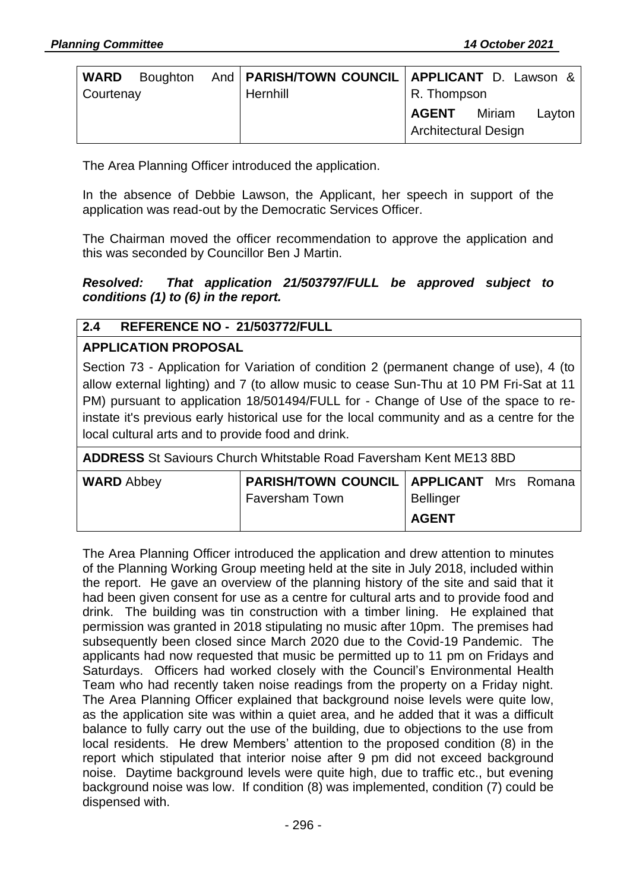| **WARD** Boughton And Courtenay | **PARISH/TOWN COUNCIL** Hernhill | **APPLICANT** D. Lawson & R. Thompson<br>**AGENT** Miriam Layton Architectural Design |
|---|---|---|

The Area Planning Officer introduced the application.

In the absence of Debbie Lawson, the Applicant, her speech in support of the application was read-out by the Democratic Services Officer.

The Chairman moved the officer recommendation to approve the application and this was seconded by Councillor Ben J Martin.

***Resolved: That application 21/503797/FULL be approved subject to conditions (1) to (6) in the report.***

| **2.4 REFERENCE NO - 21/503772/FULL** | | |
|---|---|---|
| **APPLICATION PROPOSAL**<br>Section 73 - Application for Variation of condition 2 (permanent change of use), 4 (to allow external lighting) and 7 (to allow music to cease Sun-Thu at 10 PM Fri-Sat at 11 PM) pursuant to application 18/501494/FULL for - Change of Use of the space to re-instate it's previous early historical use for the local community and as a centre for the local cultural arts and to provide food and drink. | | |
| **ADDRESS** St Saviours Church Whitstable Road Faversham Kent ME13 8BD | | |
| **WARD** Abbey | **PARISH/TOWN COUNCIL** Faversham Town | **APPLICANT** Mrs Romana Bellinger<br>**AGENT** |

The Area Planning Officer introduced the application and drew attention to minutes of the Planning Working Group meeting held at the site in July 2018, included within the report. He gave an overview of the planning history of the site and said that it had been given consent for use as a centre for cultural arts and to provide food and drink. The building was tin construction with a timber lining. He explained that permission was granted in 2018 stipulating no music after 10pm. The premises had subsequently been closed since March 2020 due to the Covid-19 Pandemic. The applicants had now requested that music be permitted up to 11 pm on Fridays and Saturdays. Officers had worked closely with the Council's Environmental Health Team who had recently taken noise readings from the property on a Friday night. The Area Planning Officer explained that background noise levels were quite low, as the application site was within a quiet area, and he added that it was a difficult balance to fully carry out the use of the building, due to objections to the use from local residents. He drew Members' attention to the proposed condition (8) in the report which stipulated that interior noise after 9 pm did not exceed background noise. Daytime background levels were quite high, due to traffic etc., but evening background noise was low. If condition (8) was implemented, condition (7) could be dispensed with.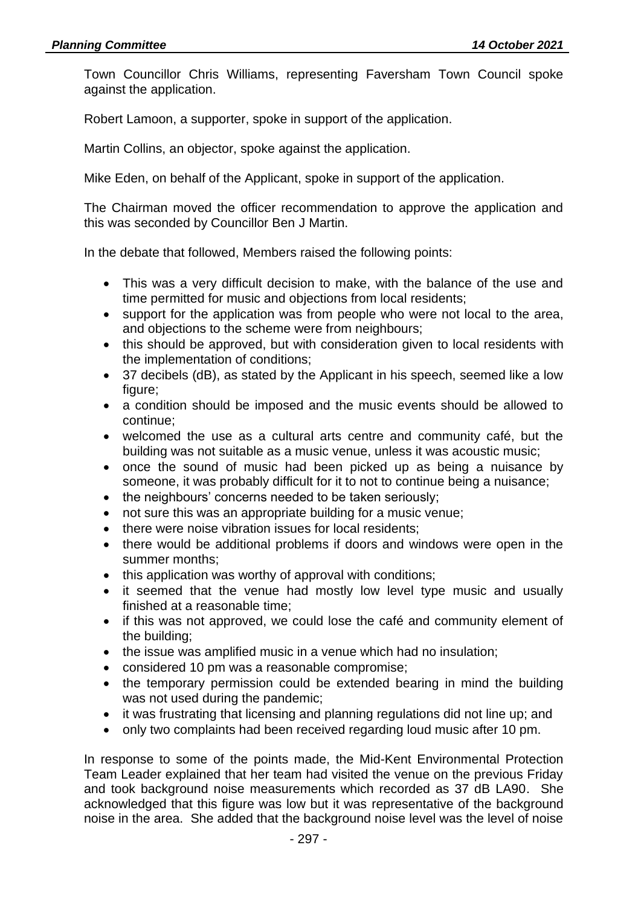Town Councillor Chris Williams, representing Faversham Town Council spoke against the application.

Robert Lamoon, a supporter, spoke in support of the application.

Martin Collins, an objector, spoke against the application.

Mike Eden, on behalf of the Applicant, spoke in support of the application.

The Chairman moved the officer recommendation to approve the application and this was seconded by Councillor Ben J Martin.

In the debate that followed, Members raised the following points:

- This was a very difficult decision to make, with the balance of the use and time permitted for music and objections from local residents;
- support for the application was from people who were not local to the area, and objections to the scheme were from neighbours;
- this should be approved, but with consideration given to local residents with the implementation of conditions;
- 37 decibels (dB), as stated by the Applicant in his speech, seemed like a low figure;
- a condition should be imposed and the music events should be allowed to continue;
- welcomed the use as a cultural arts centre and community café, but the building was not suitable as a music venue, unless it was acoustic music;
- once the sound of music had been picked up as being a nuisance by someone, it was probably difficult for it to not to continue being a nuisance;
- the neighbours' concerns needed to be taken seriously;
- not sure this was an appropriate building for a music venue;
- there were noise vibration issues for local residents;
- there would be additional problems if doors and windows were open in the summer months;
- this application was worthy of approval with conditions;
- it seemed that the venue had mostly low level type music and usually finished at a reasonable time;
- if this was not approved, we could lose the café and community element of the building;
- the issue was amplified music in a venue which had no insulation;
- considered 10 pm was a reasonable compromise;
- the temporary permission could be extended bearing in mind the building was not used during the pandemic;
- it was frustrating that licensing and planning regulations did not line up; and
- only two complaints had been received regarding loud music after 10 pm.

In response to some of the points made, the Mid-Kent Environmental Protection Team Leader explained that her team had visited the venue on the previous Friday and took background noise measurements which recorded as 37 dB LA90. She acknowledged that this figure was low but it was representative of the background noise in the area. She added that the background noise level was the level of noise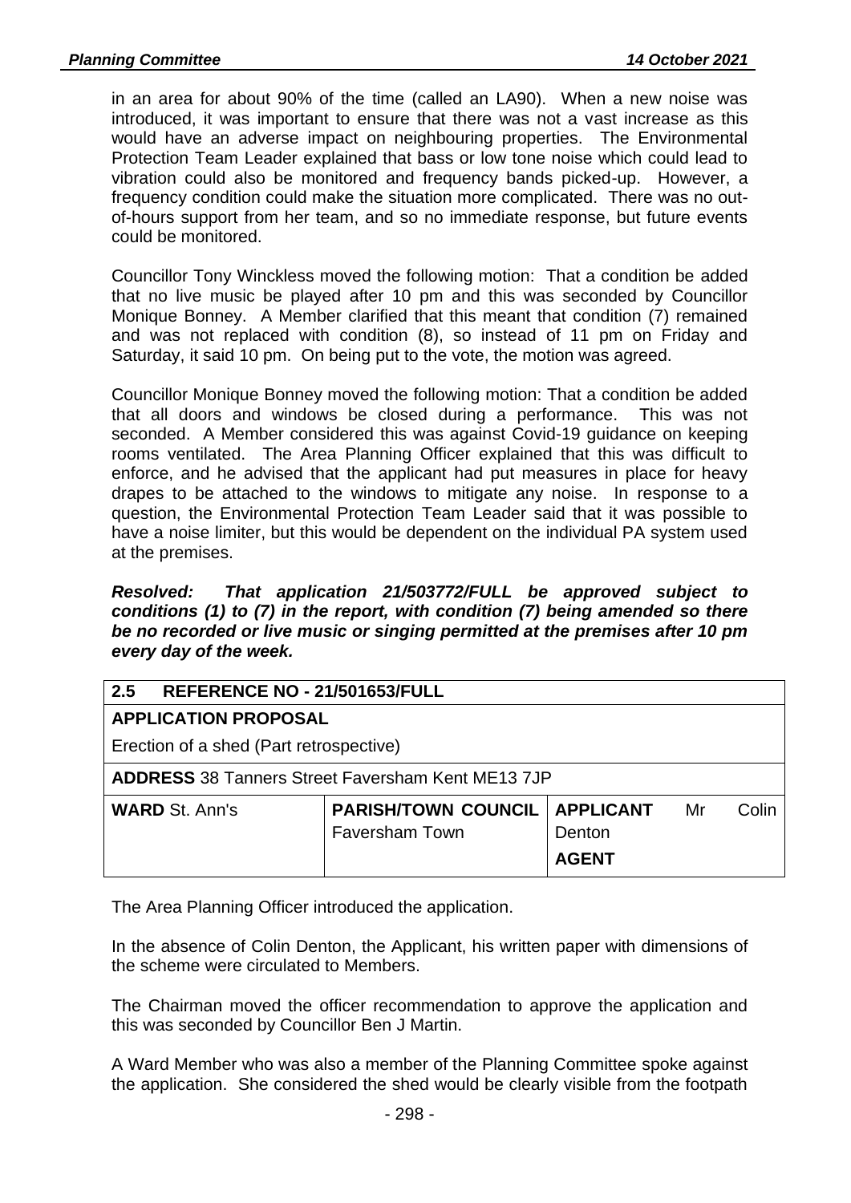in an area for about 90% of the time (called an LA90). When a new noise was introduced, it was important to ensure that there was not a vast increase as this would have an adverse impact on neighbouring properties. The Environmental Protection Team Leader explained that bass or low tone noise which could lead to vibration could also be monitored and frequency bands picked-up. However, a frequency condition could make the situation more complicated. There was no out-of-hours support from her team, and so no immediate response, but future events could be monitored.

Councillor Tony Winckless moved the following motion: That a condition be added that no live music be played after 10 pm and this was seconded by Councillor Monique Bonney. A Member clarified that this meant that condition (7) remained and was not replaced with condition (8), so instead of 11 pm on Friday and Saturday, it said 10 pm. On being put to the vote, the motion was agreed.

Councillor Monique Bonney moved the following motion: That a condition be added that all doors and windows be closed during a performance. This was not seconded. A Member considered this was against Covid-19 guidance on keeping rooms ventilated. The Area Planning Officer explained that this was difficult to enforce, and he advised that the applicant had put measures in place for heavy drapes to be attached to the windows to mitigate any noise. In response to a question, the Environmental Protection Team Leader said that it was possible to have a noise limiter, but this would be dependent on the individual PA system used at the premises.

***Resolved: That application 21/503772/FULL be approved subject to conditions (1) to (7) in the report, with condition (7) being amended so there be no recorded or live music or singing permitted at the premises after 10 pm every day of the week.***

| **2.5 REFERENCE NO - 21/501653/FULL** | | |
|---|---|---|
| **APPLICATION PROPOSAL**<br>Erection of a shed (Part retrospective) | | |
| **ADDRESS** 38 Tanners Street Faversham Kent ME13 7JP | | |
| **WARD** St. Ann's | **PARISH/TOWN COUNCIL** Faversham Town | **APPLICANT** Mr Colin Denton<br>**AGENT** |

The Area Planning Officer introduced the application.

In the absence of Colin Denton, the Applicant, his written paper with dimensions of the scheme were circulated to Members.

The Chairman moved the officer recommendation to approve the application and this was seconded by Councillor Ben J Martin.

A Ward Member who was also a member of the Planning Committee spoke against the application. She considered the shed would be clearly visible from the footpath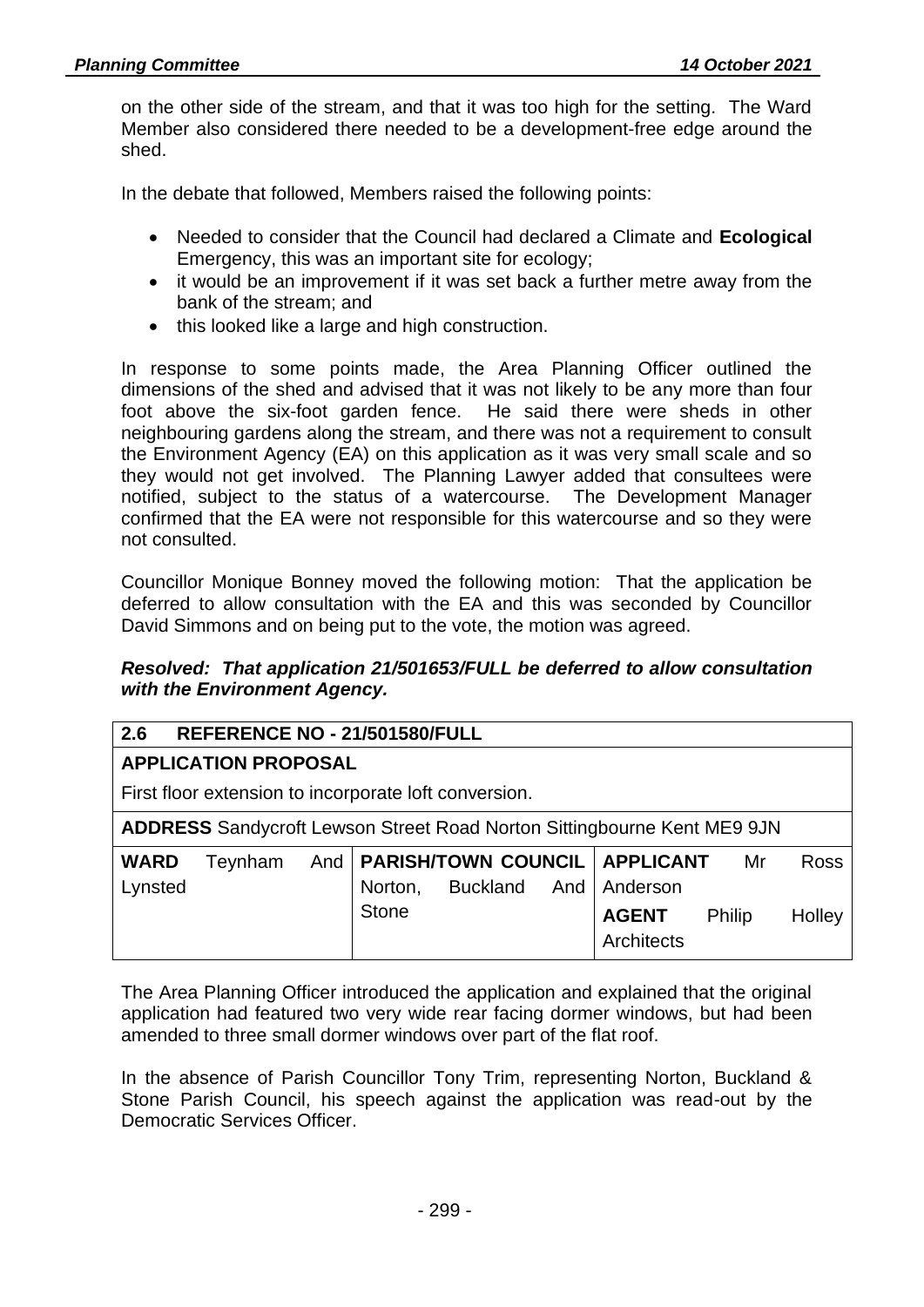on the other side of the stream, and that it was too high for the setting. The Ward Member also considered there needed to be a development-free edge around the shed.

In the debate that followed, Members raised the following points:

- Needed to consider that the Council had declared a Climate and **Ecological** Emergency, this was an important site for ecology;
- it would be an improvement if it was set back a further metre away from the bank of the stream; and
- this looked like a large and high construction.

In response to some points made, the Area Planning Officer outlined the dimensions of the shed and advised that it was not likely to be any more than four foot above the six-foot garden fence. He said there were sheds in other neighbouring gardens along the stream, and there was not a requirement to consult the Environment Agency (EA) on this application as it was very small scale and so they would not get involved. The Planning Lawyer added that consultees were notified, subject to the status of a watercourse. The Development Manager confirmed that the EA were not responsible for this watercourse and so they were not consulted.

Councillor Monique Bonney moved the following motion: That the application be deferred to allow consultation with the EA and this was seconded by Councillor David Simmons and on being put to the vote, the motion was agreed.

***Resolved: That application 21/501653/FULL be deferred to allow consultation with the Environment Agency.***

| **2.6 REFERENCE NO - 21/501580/FULL** | | |
|---|---|---|
| **APPLICATION PROPOSAL**<br>First floor extension to incorporate loft conversion. | | |
| **ADDRESS** Sandycroft Lewson Street Road Norton Sittingbourne Kent ME9 9JN | | |
| **WARD** Teynham And Lynsted | **PARISH/TOWN COUNCIL** Norton, Buckland And Stone | **APPLICANT** Mr Ross Anderson<br>**AGENT** Philip Holley Architects |

The Area Planning Officer introduced the application and explained that the original application had featured two very wide rear facing dormer windows, but had been amended to three small dormer windows over part of the flat roof.

In the absence of Parish Councillor Tony Trim, representing Norton, Buckland & Stone Parish Council, his speech against the application was read-out by the Democratic Services Officer.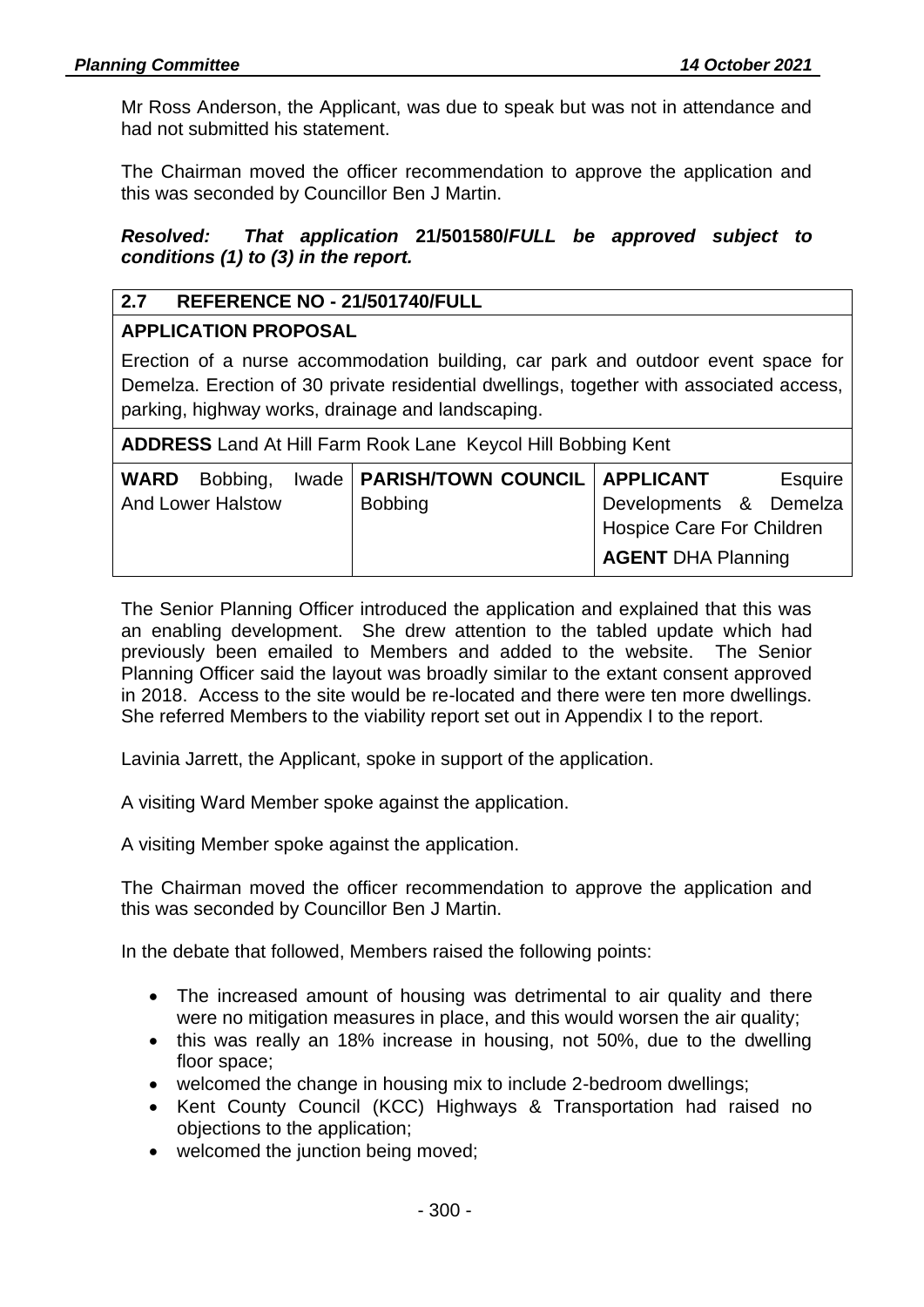Mr Ross Anderson, the Applicant, was due to speak but was not in attendance and had not submitted his statement.

The Chairman moved the officer recommendation to approve the application and this was seconded by Councillor Ben J Martin.

***Resolved: That application* 21/501580/*FULL be approved subject to conditions (1) to (3) in the report.***

| **2.7 REFERENCE NO - 21/501740/FULL** | | |
|---|---|---|
| **APPLICATION PROPOSAL**<br>Erection of a nurse accommodation building, car park and outdoor event space for Demelza. Erection of 30 private residential dwellings, together with associated access, parking, highway works, drainage and landscaping. | | |
| **ADDRESS** Land At Hill Farm Rook Lane Keycol Hill Bobbing Kent | | |
| **WARD** Bobbing, Iwade And Lower Halstow | **PARISH/TOWN COUNCIL** Bobbing | **APPLICANT** Esquire Developments & Demelza Hospice Care For Children<br>**AGENT** DHA Planning |

The Senior Planning Officer introduced the application and explained that this was an enabling development. She drew attention to the tabled update which had previously been emailed to Members and added to the website. The Senior Planning Officer said the layout was broadly similar to the extant consent approved in 2018. Access to the site would be re-located and there were ten more dwellings. She referred Members to the viability report set out in Appendix I to the report.

Lavinia Jarrett, the Applicant, spoke in support of the application.

A visiting Ward Member spoke against the application.

A visiting Member spoke against the application.

The Chairman moved the officer recommendation to approve the application and this was seconded by Councillor Ben J Martin.

In the debate that followed, Members raised the following points:

- The increased amount of housing was detrimental to air quality and there were no mitigation measures in place, and this would worsen the air quality;
- this was really an 18% increase in housing, not 50%, due to the dwelling floor space;
- welcomed the change in housing mix to include 2-bedroom dwellings;
- Kent County Council (KCC) Highways & Transportation had raised no objections to the application;
- welcomed the junction being moved;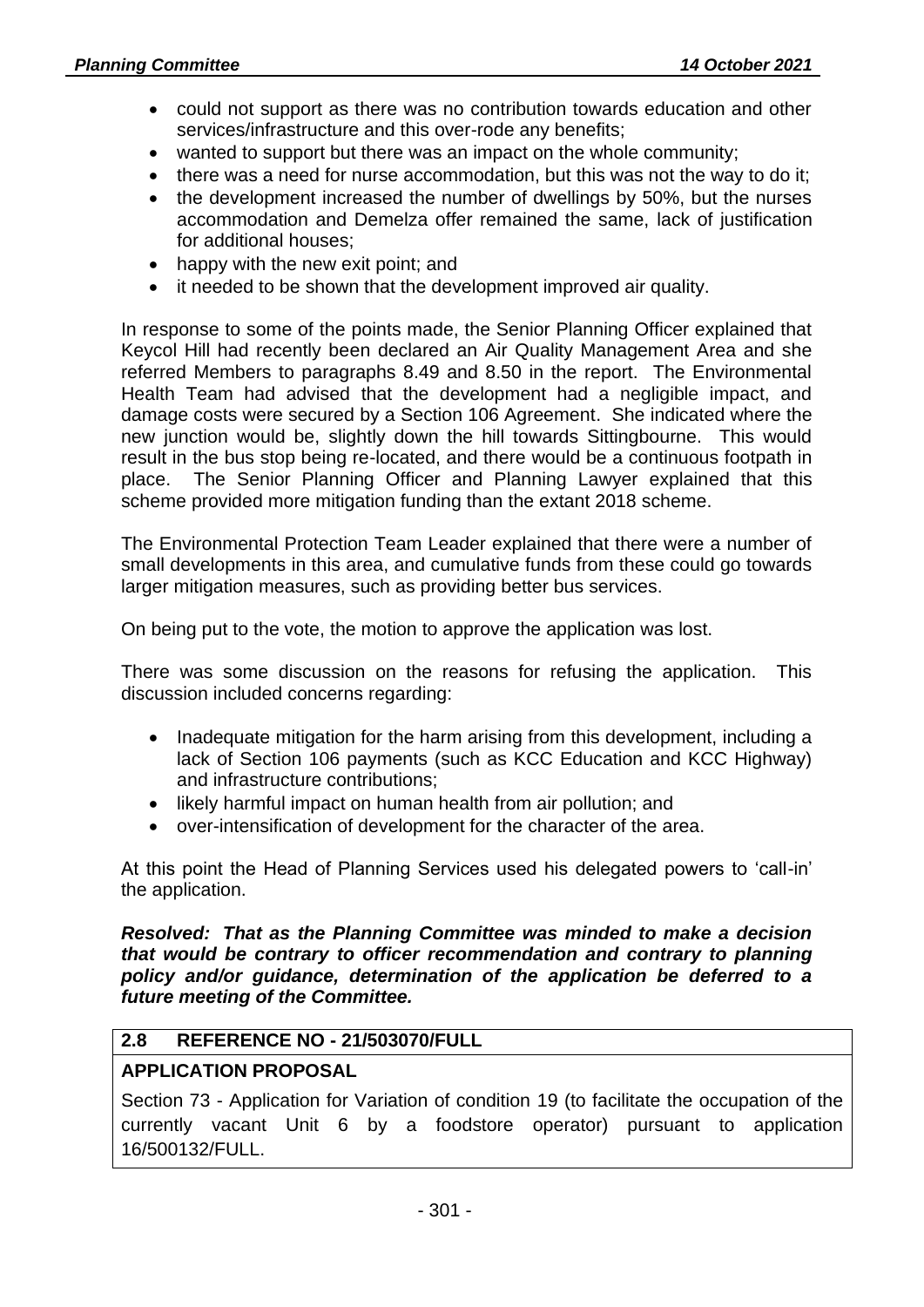- could not support as there was no contribution towards education and other services/infrastructure and this over-rode any benefits;
- wanted to support but there was an impact on the whole community;
- there was a need for nurse accommodation, but this was not the way to do it;
- the development increased the number of dwellings by 50%, but the nurses accommodation and Demelza offer remained the same, lack of justification for additional houses;
- happy with the new exit point; and
- it needed to be shown that the development improved air quality.

In response to some of the points made, the Senior Planning Officer explained that Keycol Hill had recently been declared an Air Quality Management Area and she referred Members to paragraphs 8.49 and 8.50 in the report. The Environmental Health Team had advised that the development had a negligible impact, and damage costs were secured by a Section 106 Agreement. She indicated where the new junction would be, slightly down the hill towards Sittingbourne. This would result in the bus stop being re-located, and there would be a continuous footpath in place. The Senior Planning Officer and Planning Lawyer explained that this scheme provided more mitigation funding than the extant 2018 scheme.

The Environmental Protection Team Leader explained that there were a number of small developments in this area, and cumulative funds from these could go towards larger mitigation measures, such as providing better bus services.

On being put to the vote, the motion to approve the application was lost.

There was some discussion on the reasons for refusing the application. This discussion included concerns regarding:

- Inadequate mitigation for the harm arising from this development, including a lack of Section 106 payments (such as KCC Education and KCC Highway) and infrastructure contributions;
- likely harmful impact on human health from air pollution; and
- over-intensification of development for the character of the area.

At this point the Head of Planning Services used his delegated powers to 'call-in' the application.

***Resolved: That as the Planning Committee was minded to make a decision that would be contrary to officer recommendation and contrary to planning policy and/or guidance, determination of the application be deferred to a future meeting of the Committee.***

| **2.8 REFERENCE NO - 21/503070/FULL** |
|---|
| **APPLICATION PROPOSAL** |
| Section 73 - Application for Variation of condition 19 (to facilitate the occupation of the currently vacant Unit 6 by a foodstore operator) pursuant to application 16/500132/FULL. |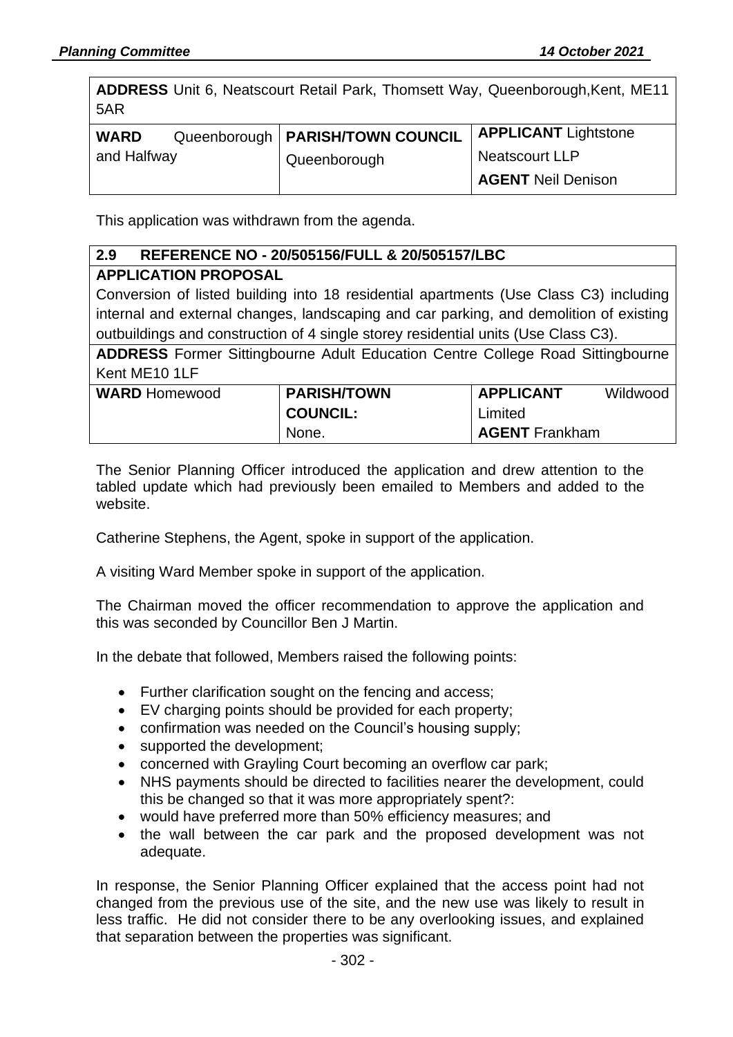| **ADDRESS** Unit 6, Neatscourt Retail Park, Thomsett Way, Queenborough,Kent, ME11 5AR | | |
|---|---|---|
| **WARD** Queenborough and Halfway | **PARISH/TOWN COUNCIL** Queenborough | **APPLICANT** Lightstone Neatscourt LLP<br>**AGENT** Neil Denison |

This application was withdrawn from the agenda.

| **2.9 REFERENCE NO - 20/505156/FULL & 20/505157/LBC** | | |
|---|---|---|
| **APPLICATION PROPOSAL**<br>Conversion of listed building into 18 residential apartments (Use Class C3) including internal and external changes, landscaping and car parking, and demolition of existing outbuildings and construction of 4 single storey residential units (Use Class C3). | | |
| **ADDRESS** Former Sittingbourne Adult Education Centre College Road Sittingbourne Kent ME10 1LF | | |
| **WARD** Homewood | **PARISH/TOWN COUNCIL:** None. | **APPLICANT** Wildwood Limited<br>**AGENT** Frankham |

The Senior Planning Officer introduced the application and drew attention to the tabled update which had previously been emailed to Members and added to the website.

Catherine Stephens, the Agent, spoke in support of the application.

A visiting Ward Member spoke in support of the application.

The Chairman moved the officer recommendation to approve the application and this was seconded by Councillor Ben J Martin.

In the debate that followed, Members raised the following points:

- Further clarification sought on the fencing and access;
- EV charging points should be provided for each property;
- confirmation was needed on the Council's housing supply;
- supported the development;
- concerned with Grayling Court becoming an overflow car park;
- NHS payments should be directed to facilities nearer the development, could this be changed so that it was more appropriately spent?:
- would have preferred more than 50% efficiency measures; and
- the wall between the car park and the proposed development was not adequate.

In response, the Senior Planning Officer explained that the access point had not changed from the previous use of the site, and the new use was likely to result in less traffic. He did not consider there to be any overlooking issues, and explained that separation between the properties was significant.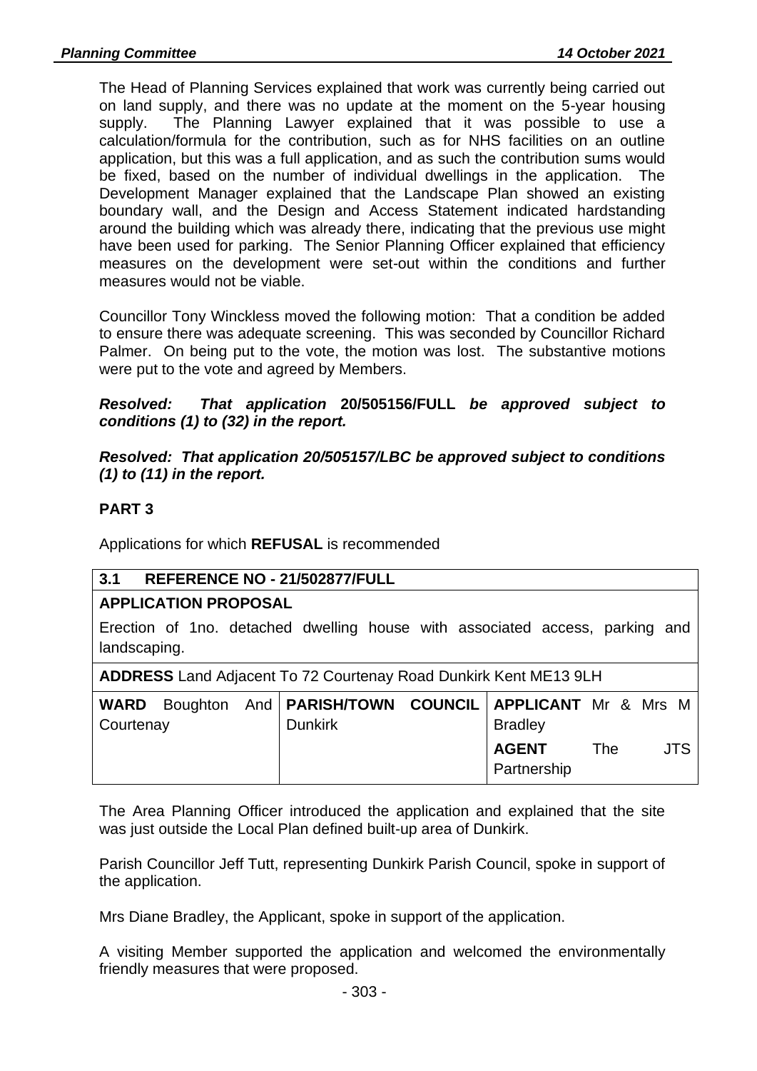The Head of Planning Services explained that work was currently being carried out on land supply, and there was no update at the moment on the 5-year housing supply. The Planning Lawyer explained that it was possible to use a calculation/formula for the contribution, such as for NHS facilities on an outline application, but this was a full application, and as such the contribution sums would be fixed, based on the number of individual dwellings in the application. The Development Manager explained that the Landscape Plan showed an existing boundary wall, and the Design and Access Statement indicated hardstanding around the building which was already there, indicating that the previous use might have been used for parking. The Senior Planning Officer explained that efficiency measures on the development were set-out within the conditions and further measures would not be viable.

Councillor Tony Winckless moved the following motion: That a condition be added to ensure there was adequate screening. This was seconded by Councillor Richard Palmer. On being put to the vote, the motion was lost. The substantive motions were put to the vote and agreed by Members.

***Resolved: That application* 20/505156/FULL *be approved subject to conditions (1) to (32) in the report.***

***Resolved: That application 20/505157/LBC be approved subject to conditions (1) to (11) in the report.***

## PART 3

Applications for which **REFUSAL** is recommended

| **3.1 REFERENCE NO - 21/502877/FULL** | | |
|---|---|---|
| **APPLICATION PROPOSAL**<br>Erection of 1no. detached dwelling house with associated access, parking and landscaping. | | |
| **ADDRESS** Land Adjacent To 72 Courtenay Road Dunkirk Kent ME13 9LH | | |
| **WARD** Boughton And Courtenay | **PARISH/TOWN COUNCIL** Dunkirk | **APPLICANT** Mr & Mrs M Bradley<br>**AGENT** The JTS Partnership |

The Area Planning Officer introduced the application and explained that the site was just outside the Local Plan defined built-up area of Dunkirk.

Parish Councillor Jeff Tutt, representing Dunkirk Parish Council, spoke in support of the application.

Mrs Diane Bradley, the Applicant, spoke in support of the application.

A visiting Member supported the application and welcomed the environmentally friendly measures that were proposed.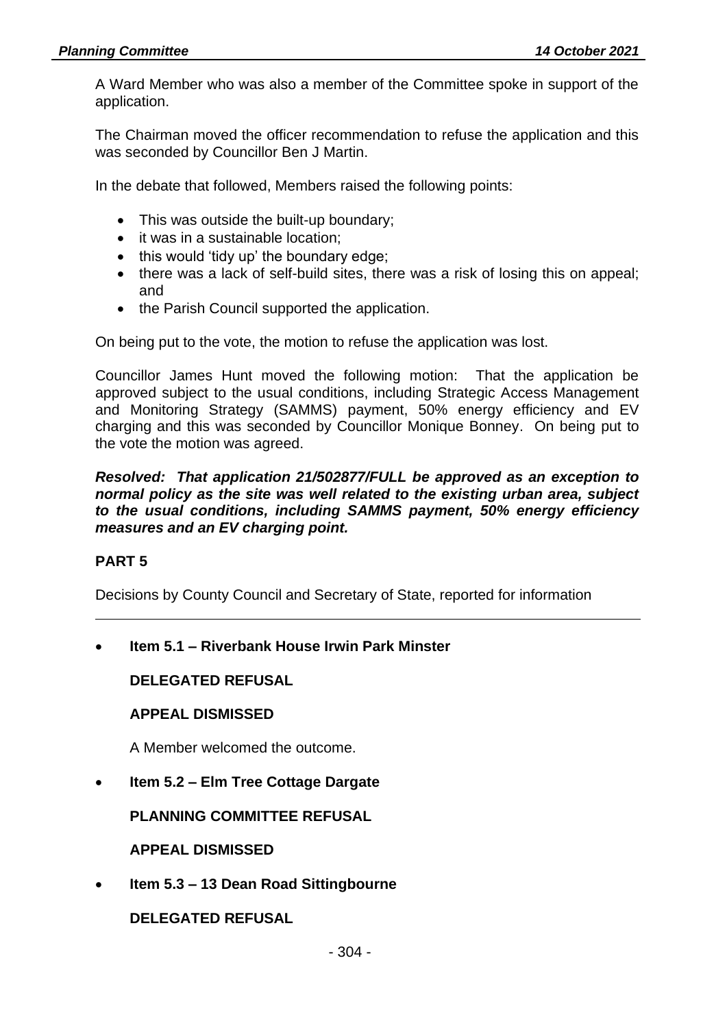A Ward Member who was also a member of the Committee spoke in support of the application.

The Chairman moved the officer recommendation to refuse the application and this was seconded by Councillor Ben J Martin.

In the debate that followed, Members raised the following points:

- This was outside the built-up boundary;
- it was in a sustainable location;
- this would 'tidy up' the boundary edge;
- there was a lack of self-build sites, there was a risk of losing this on appeal; and
- the Parish Council supported the application.

On being put to the vote, the motion to refuse the application was lost.

Councillor James Hunt moved the following motion: That the application be approved subject to the usual conditions, including Strategic Access Management and Monitoring Strategy (SAMMS) payment, 50% energy efficiency and EV charging and this was seconded by Councillor Monique Bonney. On being put to the vote the motion was agreed.

***Resolved: That application 21/502877/FULL be approved as an exception to normal policy as the site was well related to the existing urban area, subject to the usual conditions, including SAMMS payment, 50% energy efficiency measures and an EV charging point.***

**PART 5**

Decisions by County Council and Secretary of State, reported for information

- **Item 5.1 – Riverbank House Irwin Park Minster**

  **DELEGATED REFUSAL**

  **APPEAL DISMISSED**

  A Member welcomed the outcome.

- **Item 5.2 – Elm Tree Cottage Dargate**

  **PLANNING COMMITTEE REFUSAL**

  **APPEAL DISMISSED**

- **Item 5.3 – 13 Dean Road Sittingbourne**

  **DELEGATED REFUSAL**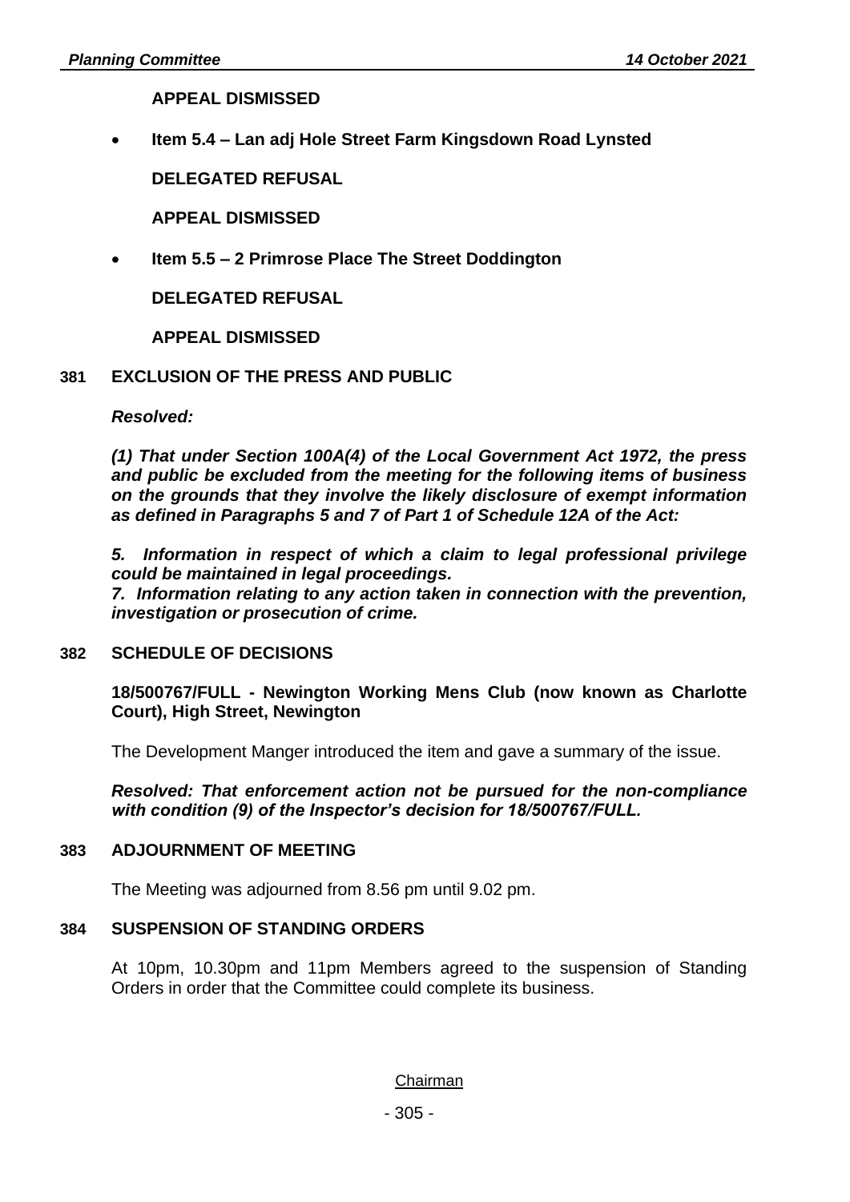**APPEAL DISMISSED**

- **Item 5.4 – Lan adj Hole Street Farm Kingsdown Road Lynsted**

  **DELEGATED REFUSAL**

  **APPEAL DISMISSED**

- **Item 5.5 – 2 Primrose Place The Street Doddington**

  **DELEGATED REFUSAL**

  **APPEAL DISMISSED**

**381 EXCLUSION OF THE PRESS AND PUBLIC**

***Resolved:***

***(1) That under Section 100A(4) of the Local Government Act 1972, the press and public be excluded from the meeting for the following items of business on the grounds that they involve the likely disclosure of exempt information as defined in Paragraphs 5 and 7 of Part 1 of Schedule 12A of the Act:***

***5. Information in respect of which a claim to legal professional privilege could be maintained in legal proceedings.***
***7. Information relating to any action taken in connection with the prevention, investigation or prosecution of crime.***

**382 SCHEDULE OF DECISIONS**

**18/500767/FULL - Newington Working Mens Club (now known as Charlotte Court), High Street, Newington**

The Development Manger introduced the item and gave a summary of the issue.

***Resolved: That enforcement action not be pursued for the non-compliance with condition (9) of the Inspector's decision for 18/500767/FULL.***

**383 ADJOURNMENT OF MEETING**

The Meeting was adjourned from 8.56 pm until 9.02 pm.

**384 SUSPENSION OF STANDING ORDERS**

At 10pm, 10.30pm and 11pm Members agreed to the suspension of Standing Orders in order that the Committee could complete its business.

Chairman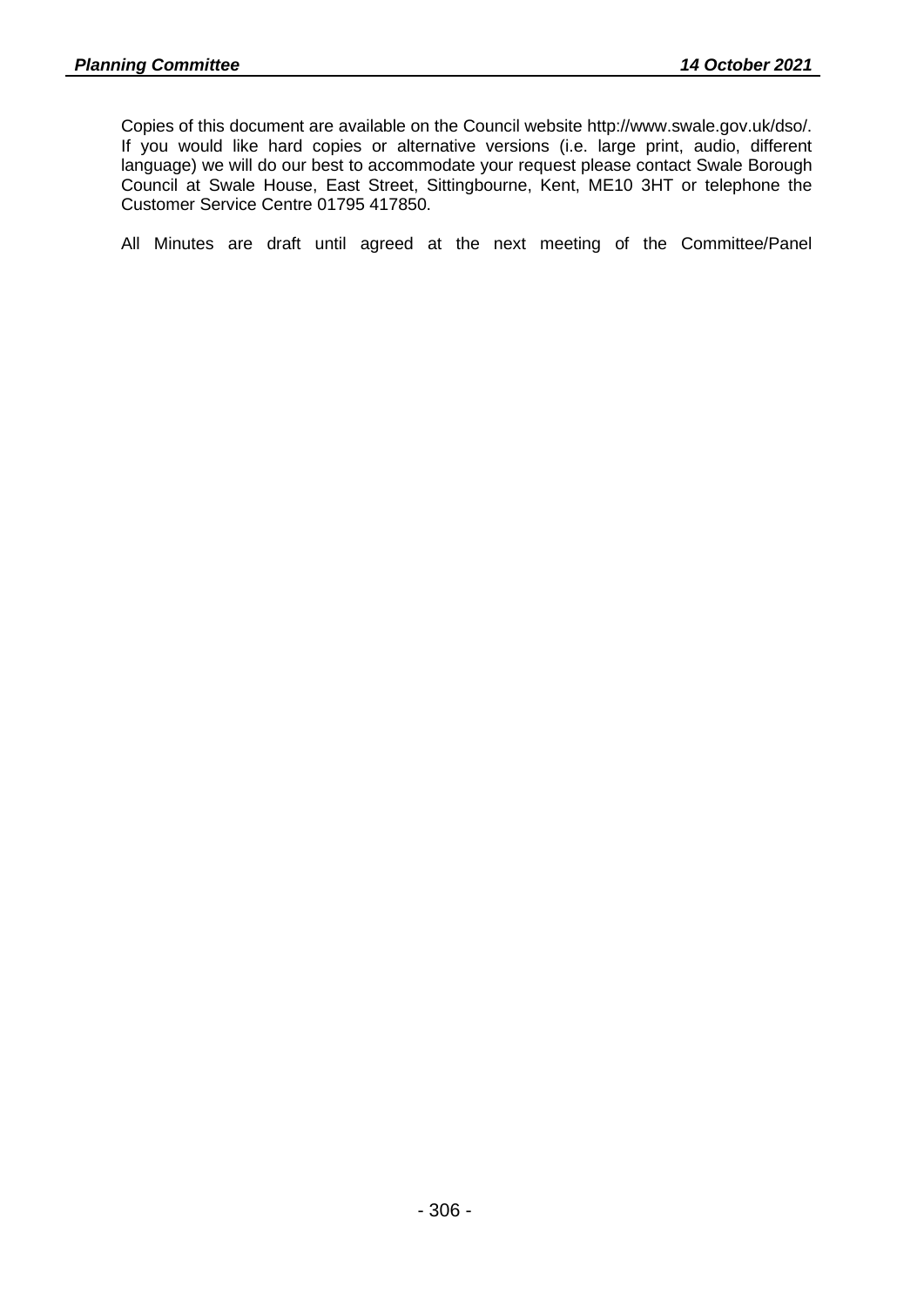Copies of this document are available on the Council website http://www.swale.gov.uk/dso/. If you would like hard copies or alternative versions (i.e. large print, audio, different language) we will do our best to accommodate your request please contact Swale Borough Council at Swale House, East Street, Sittingbourne, Kent, ME10 3HT or telephone the Customer Service Centre 01795 417850.

All Minutes are draft until agreed at the next meeting of the Committee/Panel